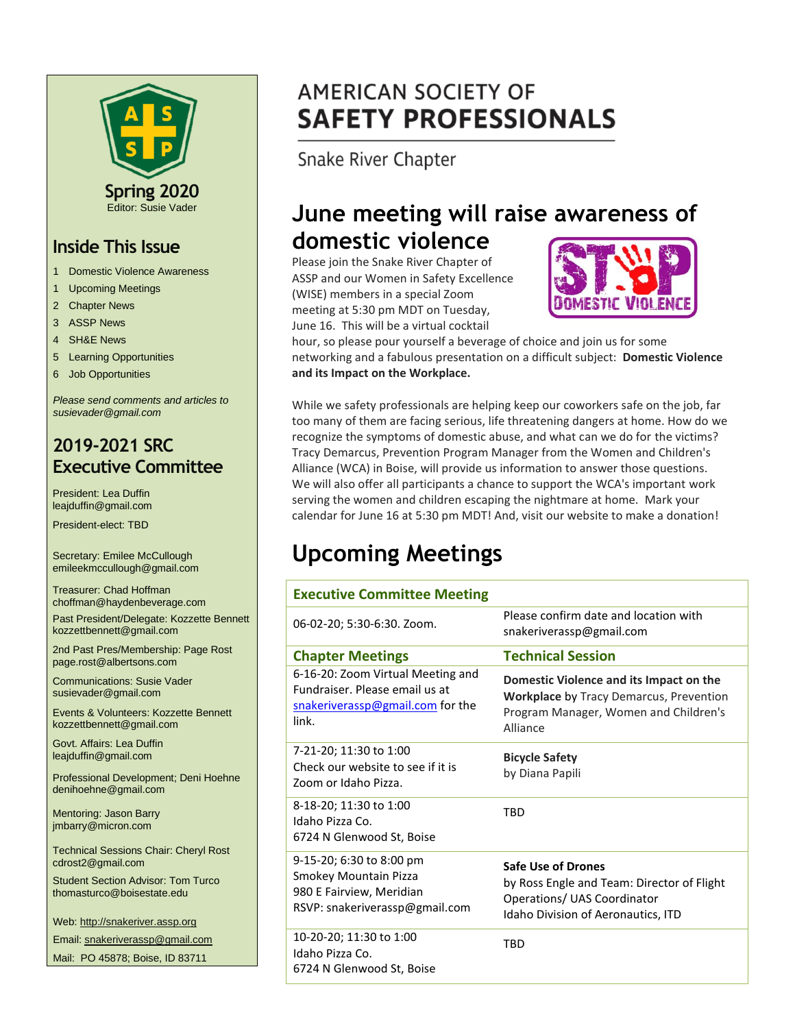# AMERICAN SOCIETY OF SAFETY PROFESSIONALS

Snake River Chapter

## June meeting will raise awareness of domestic violence

Please join the Snake River Chapter of ASSP and our Women in Safety Excellence (WISE) members in a special Zoom meeting at 5:30 pm MDT on Tuesday, June 16. This will be a virtual cocktail hour, so please pour yourself a beverage of choice and join us for some networking and a fabulous presentation on a difficult subject: **Domestic Violence and its Impact on the Workplace.**

While we safety professionals are helping keep our coworkers safe on the job, far too many of them are facing serious, life threatening dangers at home. How do we recognize the symptoms of domestic abuse, and what can we do for the victims? Tracy Demarcus, Prevention Program Manager from the Women and Children's Alliance (WCA) in Boise, will provide us information to answer those questions. We will also offer all participants a chance to support the WCA's important work serving the women and children escaping the nightmare at home. Mark your calendar for June 16 at 5:30 pm MDT! And, visit our website to make a donation!

## Upcoming Meetings

| **Executive Committee Meeting** | |
|---|---|
| 06-02-20; 5:30-6:30. Zoom. | Please confirm date and location with snakeriverassp@gmail.com |
| **Chapter Meetings** | **Technical Session** |
| 6-16-20: Zoom Virtual Meeting and Fundraiser. Please email us at snakeriverassp@gmail.com for the link. | **Domestic Violence and its Impact on the Workplace** by Tracy Demarcus, Prevention Program Manager, Women and Children's Alliance |
| 7-21-20; 11:30 to 1:00 Check our website to see if it is Zoom or Idaho Pizza. | **Bicycle Safety** by Diana Papili |
| 8-18-20; 11:30 to 1:00 Idaho Pizza Co. 6724 N Glenwood St, Boise | TBD |
| 9-15-20; 6:30 to 8:00 pm Smokey Mountain Pizza 980 E Fairview, Meridian RSVP: snakeriverassp@gmail.com | **Safe Use of Drones** by Ross Engle and Team: Director of Flight Operations/ UAS Coordinator Idaho Division of Aeronautics, ITD |
| 10-20-20; 11:30 to 1:00 Idaho Pizza Co. 6724 N Glenwood St, Boise | TBD |

---

**Spring 2020**
Editor: Susie Vader

## Inside This Issue

1 Domestic Violence Awareness
1 Upcoming Meetings
2 Chapter News
3 ASSP News
4 SH&E News
5 Learning Opportunities
6 Job Opportunities

*Please send comments and articles to susievader@gmail.com*

## 2019-2021 SRC Executive Committee

President: Lea Duffin
leajduffin@gmail.com

President-elect: TBD

Secretary: Emilee McCullough
emileekmccullough@gmail.com

Treasurer: Chad Hoffman
choffman@haydenbeverage.com

Past President/Delegate: Kozzette Bennett
kozzettbennett@gmail.com

2nd Past Pres/Membership: Page Rost
page.rost@albertsons.com

Communications: Susie Vader
susievader@gmail.com

Events & Volunteers: Kozzette Bennett
kozzettbennett@gmail.com

Govt. Affairs: Lea Duffin
leajduffin@gmail.com

Professional Development; Deni Hoehne
denihoehne@gmail.com

Mentoring: Jason Barry
jmbarry@micron.com

Technical Sessions Chair: Cheryl Rost
cdrost2@gmail.com

Student Section Advisor: Tom Turco
thomasturco@boisestate.edu

Web: http://snakeriver.assp.org

Email: snakeriverassp@gmail.com

Mail: PO 45878; Boise, ID 83711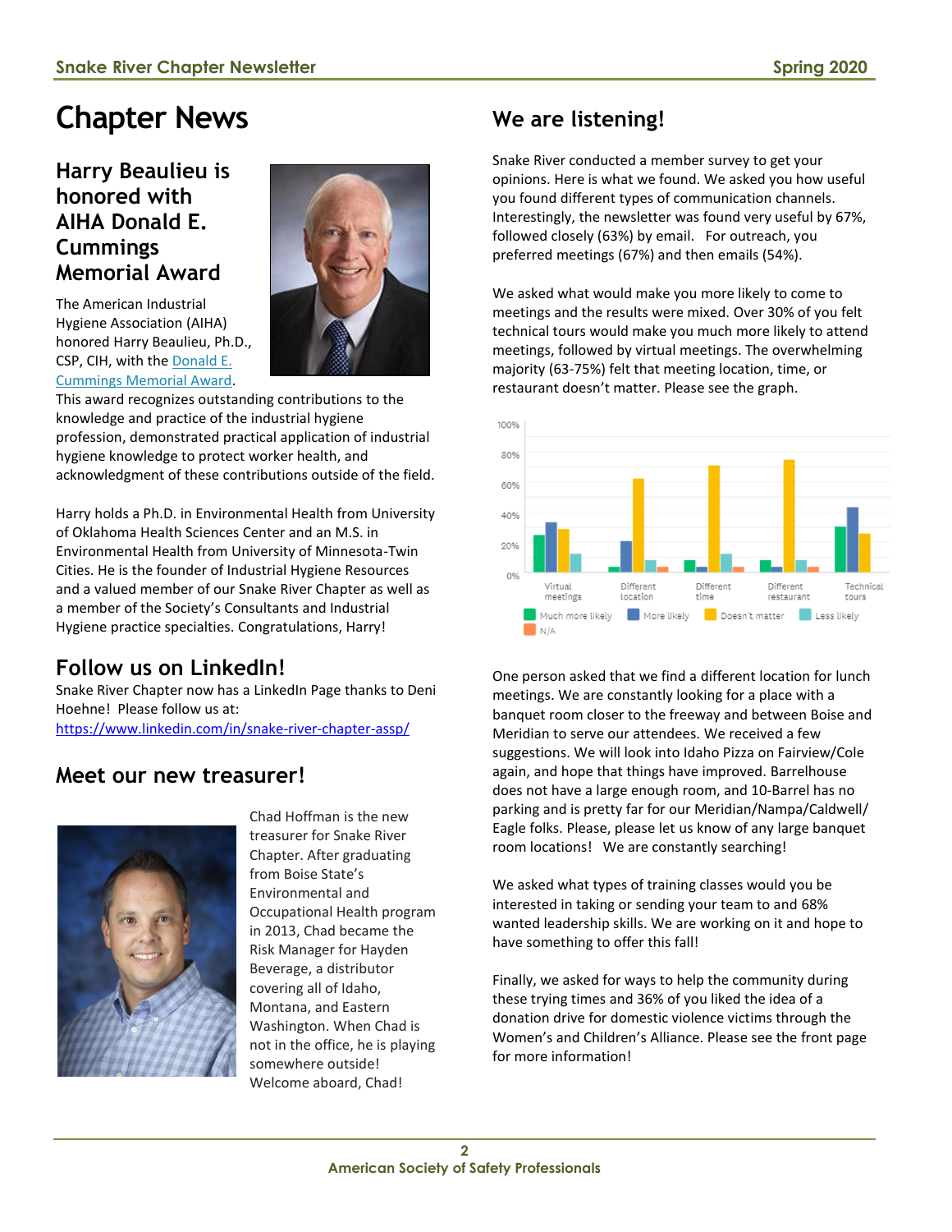# Chapter News

## Harry Beaulieu is honored with AIHA Donald E. Cummings Memorial Award

The American Industrial Hygiene Association (AIHA) honored Harry Beaulieu, Ph.D., CSP, CIH, with the Donald E. Cummings Memorial Award. This award recognizes outstanding contributions to the knowledge and practice of the industrial hygiene profession, demonstrated practical application of industrial hygiene knowledge to protect worker health, and acknowledgment of these contributions outside of the field.

Harry holds a Ph.D. in Environmental Health from University of Oklahoma Health Sciences Center and an M.S. in Environmental Health from University of Minnesota-Twin Cities. He is the founder of Industrial Hygiene Resources and a valued member of our Snake River Chapter as well as a member of the Society's Consultants and Industrial Hygiene practice specialties. Congratulations, Harry!

## Follow us on LinkedIn!

Snake River Chapter now has a LinkedIn Page thanks to Deni Hoehne! Please follow us at:
https://www.linkedin.com/in/snake-river-chapter-assp/

## Meet our new treasurer!

Chad Hoffman is the new treasurer for Snake River Chapter. After graduating from Boise State's Environmental and Occupational Health program in 2013, Chad became the Risk Manager for Hayden Beverage, a distributor covering all of Idaho, Montana, and Eastern Washington. When Chad is not in the office, he is playing somewhere outside! Welcome aboard, Chad!

## We are listening!

Snake River conducted a member survey to get your opinions. Here is what we found. We asked you how useful you found different types of communication channels. Interestingly, the newsletter was found very useful by 67%, followed closely (63%) by email. For outreach, you preferred meetings (67%) and then emails (54%).

We asked what would make you more likely to come to meetings and the results were mixed. Over 30% of you felt technical tours would make you much more likely to attend meetings, followed by virtual meetings. The overwhelming majority (63-75%) felt that meeting location, time, or restaurant doesn't matter. Please see the graph.

One person asked that we find a different location for lunch meetings. We are constantly looking for a place with a banquet room closer to the freeway and between Boise and Meridian to serve our attendees. We received a few suggestions. We will look into Idaho Pizza on Fairview/Cole again, and hope that things have improved. Barrelhouse does not have a large enough room, and 10-Barrel has no parking and is pretty far for our Meridian/Nampa/Caldwell/ Eagle folks. Please, please let us know of any large banquet room locations! We are constantly searching!

We asked what types of training classes would you be interested in taking or sending your team to and 68% wanted leadership skills. We are working on it and hope to have something to offer this fall!

Finally, we asked for ways to help the community during these trying times and 36% of you liked the idea of a donation drive for domestic violence victims through the Women's and Children's Alliance. Please see the front page for more information!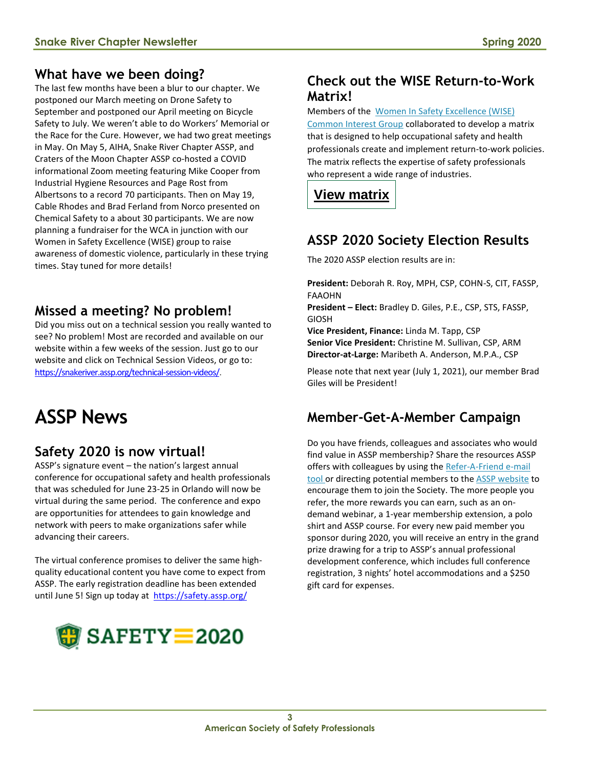## What have we been doing?

The last few months have been a blur to our chapter. We postponed our March meeting on Drone Safety to September and postponed our April meeting on Bicycle Safety to July. We weren't able to do Workers' Memorial or the Race for the Cure. However, we had two great meetings in May. On May 5, AIHA, Snake River Chapter ASSP, and Craters of the Moon Chapter ASSP co-hosted a COVID informational Zoom meeting featuring Mike Cooper from Industrial Hygiene Resources and Page Rost from Albertsons to a record 70 participants. Then on May 19, Cable Rhodes and Brad Ferland from Norco presented on Chemical Safety to a about 30 participants. We are now planning a fundraiser for the WCA in junction with our Women in Safety Excellence (WISE) group to raise awareness of domestic violence, particularly in these trying times. Stay tuned for more details!

## Missed a meeting? No problem!

Did you miss out on a technical session you really wanted to see? No problem! Most are recorded and available on our website within a few weeks of the session. Just go to our website and click on Technical Session Videos, or go to: https://snakeriver.assp.org/technical-session-videos/.

# ASSP News

## Safety 2020 is now virtual!

ASSP's signature event – the nation's largest annual conference for occupational safety and health professionals that was scheduled for June 23-25 in Orlando will now be virtual during the same period. The conference and expo are opportunities for attendees to gain knowledge and network with peers to make organizations safer while advancing their careers.

The virtual conference promises to deliver the same high-quality educational content you have come to expect from ASSP. The early registration deadline has been extended until June 5! Sign up today at https://safety.assp.org/

SAFETY 2020

## Check out the WISE Return-to-Work Matrix!

Members of the Women In Safety Excellence (WISE) Common Interest Group collaborated to develop a matrix that is designed to help occupational safety and health professionals create and implement return-to-work policies. The matrix reflects the expertise of safety professionals who represent a wide range of industries.

**View matrix**

## ASSP 2020 Society Election Results

The 2020 ASSP election results are in:

**President:** Deborah R. Roy, MPH, CSP, COHN-S, CIT, FASSP, FAAOHN
**President – Elect:** Bradley D. Giles, P.E., CSP, STS, FASSP, GIOSH
**Vice President, Finance:** Linda M. Tapp, CSP
**Senior Vice President:** Christine M. Sullivan, CSP, ARM
**Director-at-Large:** Maribeth A. Anderson, M.P.A., CSP

Please note that next year (July 1, 2021), our member Brad Giles will be President!

## Member-Get-A-Member Campaign

Do you have friends, colleagues and associates who would find value in ASSP membership? Share the resources ASSP offers with colleagues by using the Refer-A-Friend e-mail tool or directing potential members to the ASSP website to encourage them to join the Society. The more people you refer, the more rewards you can earn, such as an on-demand webinar, a 1-year membership extension, a polo shirt and ASSP course. For every new paid member you sponsor during 2020, you will receive an entry in the grand prize drawing for a trip to ASSP's annual professional development conference, which includes full conference registration, 3 nights' hotel accommodations and a $250 gift card for expenses.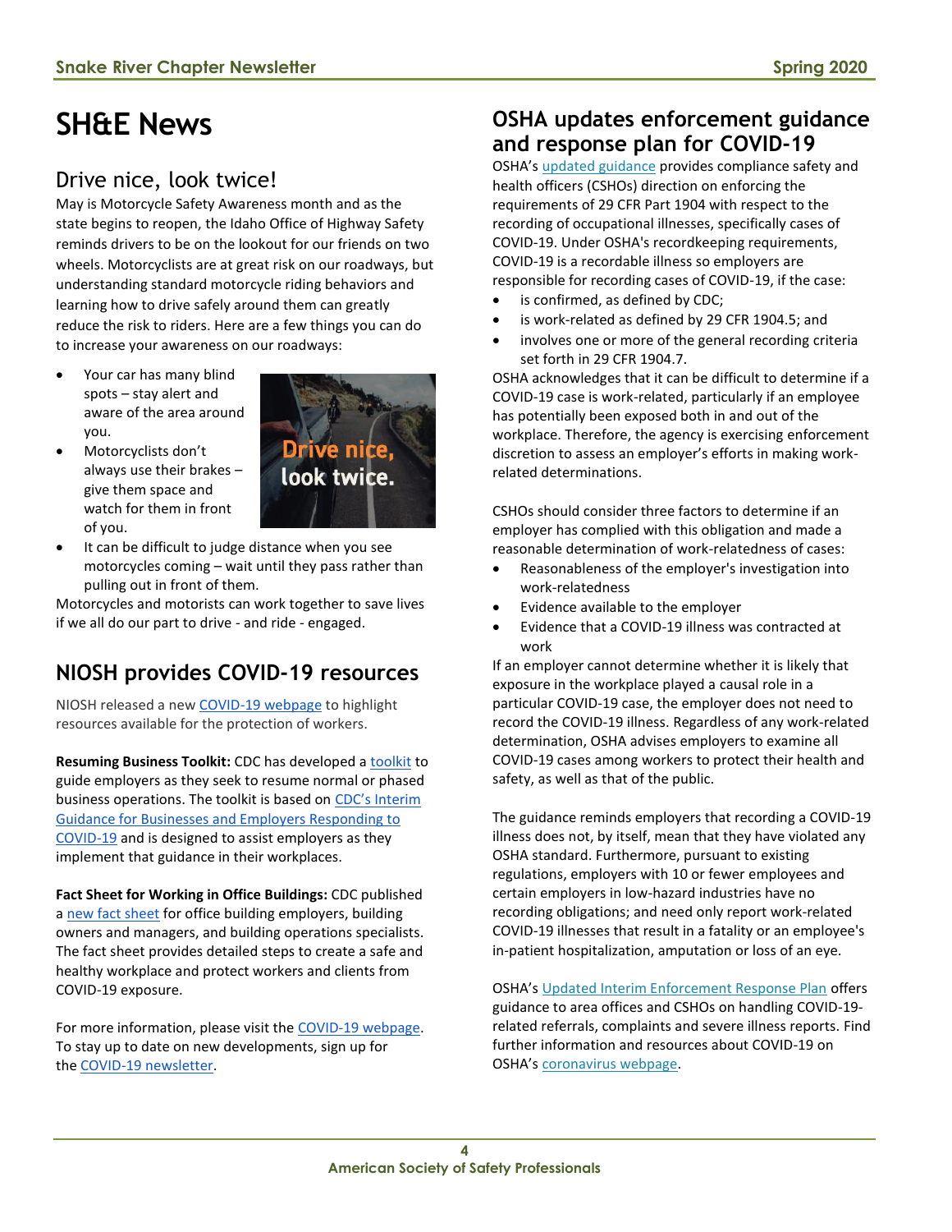# SH&E News

## Drive nice, look twice!

May is Motorcycle Safety Awareness month and as the state begins to reopen, the Idaho Office of Highway Safety reminds drivers to be on the lookout for our friends on two wheels. Motorcyclists are at great risk on our roadways, but understanding standard motorcycle riding behaviors and learning how to drive safely around them can greatly reduce the risk to riders. Here are a few things you can do to increase your awareness on our roadways:

- Your car has many blind spots – stay alert and aware of the area around you.
- Motorcyclists don't always use their brakes – give them space and watch for them in front of you.
- It can be difficult to judge distance when you see motorcycles coming – wait until they pass rather than pulling out in front of them.

Motorcycles and motorists can work together to save lives if we all do our part to drive - and ride - engaged.

## NIOSH provides COVID-19 resources

NIOSH released a new COVID-19 webpage to highlight resources available for the protection of workers.

**Resuming Business Toolkit:** CDC has developed a toolkit to guide employers as they seek to resume normal or phased business operations. The toolkit is based on CDC's Interim Guidance for Businesses and Employers Responding to COVID-19 and is designed to assist employers as they implement that guidance in their workplaces.

**Fact Sheet for Working in Office Buildings:** CDC published a new fact sheet for office building employers, building owners and managers, and building operations specialists. The fact sheet provides detailed steps to create a safe and healthy workplace and protect workers and clients from COVID-19 exposure.

For more information, please visit the COVID-19 webpage. To stay up to date on new developments, sign up for the COVID-19 newsletter.

## OSHA updates enforcement guidance and response plan for COVID-19

OSHA's updated guidance provides compliance safety and health officers (CSHOs) direction on enforcing the requirements of 29 CFR Part 1904 with respect to the recording of occupational illnesses, specifically cases of COVID-19. Under OSHA's recordkeeping requirements, COVID-19 is a recordable illness so employers are responsible for recording cases of COVID-19, if the case:

- is confirmed, as defined by CDC;
- is work-related as defined by 29 CFR 1904.5; and
- involves one or more of the general recording criteria set forth in 29 CFR 1904.7.

OSHA acknowledges that it can be difficult to determine if a COVID-19 case is work-related, particularly if an employee has potentially been exposed both in and out of the workplace. Therefore, the agency is exercising enforcement discretion to assess an employer's efforts in making work-related determinations.

CSHOs should consider three factors to determine if an employer has complied with this obligation and made a reasonable determination of work-relatedness of cases:

- Reasonableness of the employer's investigation into work-relatedness
- Evidence available to the employer
- Evidence that a COVID-19 illness was contracted at work

If an employer cannot determine whether it is likely that exposure in the workplace played a causal role in a particular COVID-19 case, the employer does not need to record the COVID-19 illness. Regardless of any work-related determination, OSHA advises employers to examine all COVID-19 cases among workers to protect their health and safety, as well as that of the public.

The guidance reminds employers that recording a COVID-19 illness does not, by itself, mean that they have violated any OSHA standard. Furthermore, pursuant to existing regulations, employers with 10 or fewer employees and certain employers in low-hazard industries have no recording obligations; and need only report work-related COVID-19 illnesses that result in a fatality or an employee's in-patient hospitalization, amputation or loss of an eye.

OSHA's Updated Interim Enforcement Response Plan offers guidance to area offices and CSHOs on handling COVID-19-related referrals, complaints and severe illness reports. Find further information and resources about COVID-19 on OSHA's coronavirus webpage.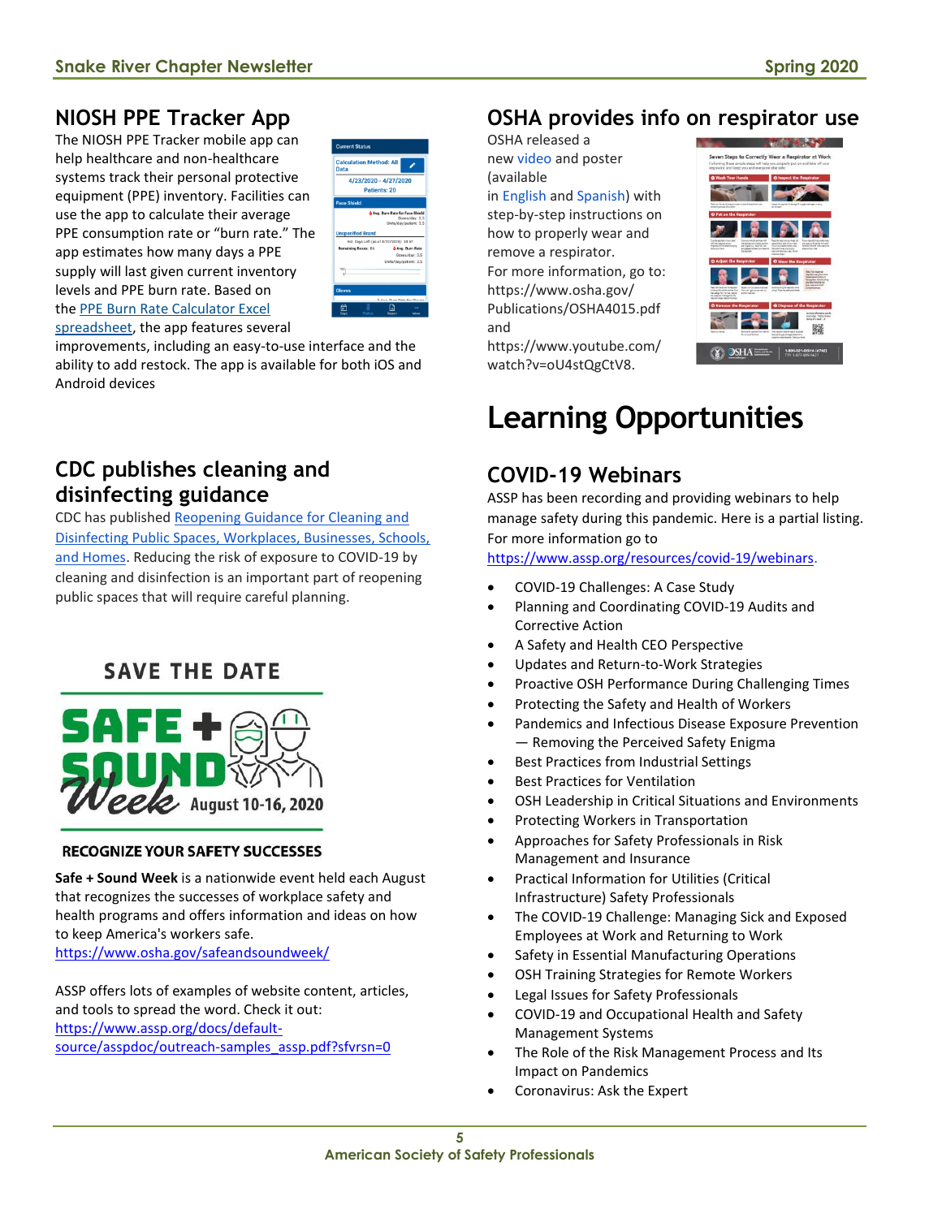## NIOSH PPE Tracker App

The NIOSH PPE Tracker mobile app can help healthcare and non-healthcare systems track their personal protective equipment (PPE) inventory. Facilities can use the app to calculate their average PPE consumption rate or "burn rate." The app estimates how many days a PPE supply will last given current inventory levels and PPE burn rate. Based on the PPE Burn Rate Calculator Excel spreadsheet, the app features several improvements, including an easy-to-use interface and the ability to add restock. The app is available for both iOS and Android devices

## CDC publishes cleaning and disinfecting guidance

CDC has published Reopening Guidance for Cleaning and Disinfecting Public Spaces, Workplaces, Businesses, Schools, and Homes. Reducing the risk of exposure to COVID-19 by cleaning and disinfection is an important part of reopening public spaces that will require careful planning.

## SAVE THE DATE

**SAFE + SOUND Week** August 10-16, 2020

**RECOGNIZE YOUR SAFETY SUCCESSES**

**Safe + Sound Week** is a nationwide event held each August that recognizes the successes of workplace safety and health programs and offers information and ideas on how to keep America's workers safe.
https://www.osha.gov/safeandsoundweek/

ASSP offers lots of examples of website content, articles, and tools to spread the word. Check it out:
https://www.assp.org/docs/default-source/asspdoc/outreach-samples_assp.pdf?sfvrsn=0

## OSHA provides info on respirator use

OSHA released a new video and poster (available in English and Spanish) with step-by-step instructions on how to properly wear and remove a respirator.
For more information, go to:
https://www.osha.gov/Publications/OSHA4015.pdf
and
https://www.youtube.com/watch?v=oU4stQgCtV8.

# Learning Opportunities

## COVID-19 Webinars

ASSP has been recording and providing webinars to help manage safety during this pandemic. Here is a partial listing. For more information go to https://www.assp.org/resources/covid-19/webinars.

- COVID-19 Challenges: A Case Study
- Planning and Coordinating COVID-19 Audits and Corrective Action
- A Safety and Health CEO Perspective
- Updates and Return-to-Work Strategies
- Proactive OSH Performance During Challenging Times
- Protecting the Safety and Health of Workers
- Pandemics and Infectious Disease Exposure Prevention — Removing the Perceived Safety Enigma
- Best Practices from Industrial Settings
- Best Practices for Ventilation
- OSH Leadership in Critical Situations and Environments
- Protecting Workers in Transportation
- Approaches for Safety Professionals in Risk Management and Insurance
- Practical Information for Utilities (Critical Infrastructure) Safety Professionals
- The COVID-19 Challenge: Managing Sick and Exposed Employees at Work and Returning to Work
- Safety in Essential Manufacturing Operations
- OSH Training Strategies for Remote Workers
- Legal Issues for Safety Professionals
- COVID-19 and Occupational Health and Safety Management Systems
- The Role of the Risk Management Process and Its Impact on Pandemics
- Coronavirus: Ask the Expert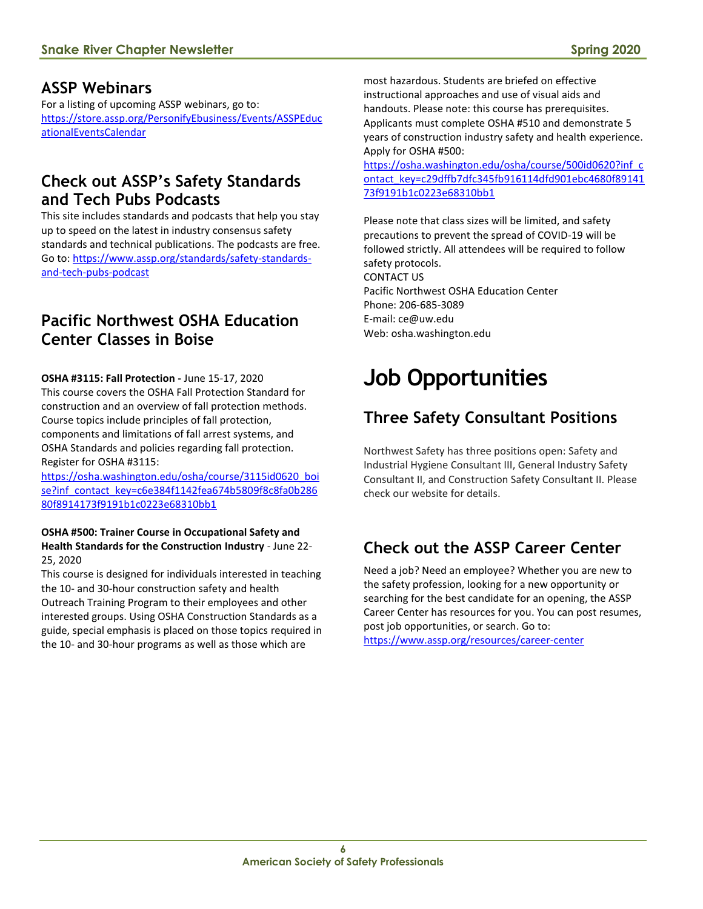## ASSP Webinars

For a listing of upcoming ASSP webinars, go to: https://store.assp.org/PersonifyEbusiness/Events/ASSPEducationalEventsCalendar

## Check out ASSP's Safety Standards and Tech Pubs Podcasts

This site includes standards and podcasts that help you stay up to speed on the latest in industry consensus safety standards and technical publications. The podcasts are free. Go to: https://www.assp.org/standards/safety-standards-and-tech-pubs-podcast

## Pacific Northwest OSHA Education Center Classes in Boise

**OSHA #3115: Fall Protection -** June 15-17, 2020

This course covers the OSHA Fall Protection Standard for construction and an overview of fall protection methods. Course topics include principles of fall protection, components and limitations of fall arrest systems, and OSHA Standards and policies regarding fall protection. Register for OSHA #3115:
https://osha.washington.edu/osha/course/3115id0620_boise?inf_contact_key=c6e384f1142fea674b5809f8c8fa0b28680f8914173f9191b1c0223e68310bb1

**OSHA #500: Trainer Course in Occupational Safety and Health Standards for the Construction Industry** - June 22-25, 2020

This course is designed for individuals interested in teaching the 10- and 30-hour construction safety and health Outreach Training Program to their employees and other interested groups. Using OSHA Construction Standards as a guide, special emphasis is placed on those topics required in the 10- and 30-hour programs as well as those which are most hazardous. Students are briefed on effective instructional approaches and use of visual aids and handouts. Please note: this course has prerequisites. Applicants must complete OSHA #510 and demonstrate 5 years of construction industry safety and health experience. Apply for OSHA #500:
https://osha.washington.edu/osha/course/500id0620?inf_contact_key=c29dffb7dfc345fb916114dfd901ebc4680f8914173f9191b1c0223e68310bb1

Please note that class sizes will be limited, and safety precautions to prevent the spread of COVID-19 will be followed strictly. All attendees will be required to follow safety protocols.

CONTACT US
Pacific Northwest OSHA Education Center
Phone: 206-685-3089
E-mail: ce@uw.edu
Web: osha.washington.edu

# Job Opportunities

## Three Safety Consultant Positions

Northwest Safety has three positions open: Safety and Industrial Hygiene Consultant III, General Industry Safety Consultant II, and Construction Safety Consultant II. Please check our website for details.

## Check out the ASSP Career Center

Need a job? Need an employee? Whether you are new to the safety profession, looking for a new opportunity or searching for the best candidate for an opening, the ASSP Career Center has resources for you. You can post resumes, post job opportunities, or search. Go to: https://www.assp.org/resources/career-center